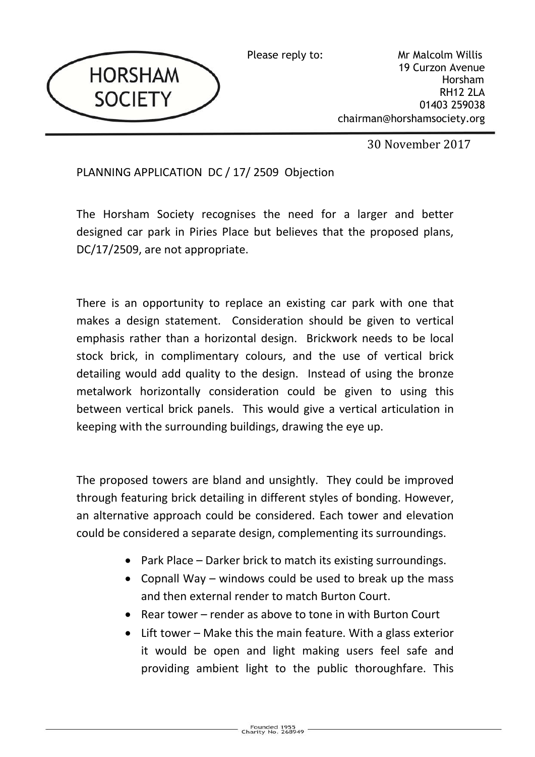HORSHAM SOCIETY

Please reply to:

Mr Malcolm Willis
19 Curzon Avenue
Horsham
RH12 2LA
01403 259038
chairman@horshamsociety.org

30 November 2017

PLANNING APPLICATION DC / 17/ 2509 Objection

The Horsham Society recognises the need for a larger and better designed car park in Piries Place but believes that the proposed plans, DC/17/2509, are not appropriate.

There is an opportunity to replace an existing car park with one that makes a design statement. Consideration should be given to vertical emphasis rather than a horizontal design. Brickwork needs to be local stock brick, in complimentary colours, and the use of vertical brick detailing would add quality to the design. Instead of using the bronze metalwork horizontally consideration could be given to using this between vertical brick panels. This would give a vertical articulation in keeping with the surrounding buildings, drawing the eye up.

The proposed towers are bland and unsightly. They could be improved through featuring brick detailing in different styles of bonding. However, an alternative approach could be considered. Each tower and elevation could be considered a separate design, complementing its surroundings.

- Park Place – Darker brick to match its existing surroundings.
- Copnall Way – windows could be used to break up the mass and then external render to match Burton Court.
- Rear tower – render as above to tone in with Burton Court
- Lift tower – Make this the main feature. With a glass exterior it would be open and light making users feel safe and providing ambient light to the public thoroughfare. This

Founded 1955
Charity No. 268949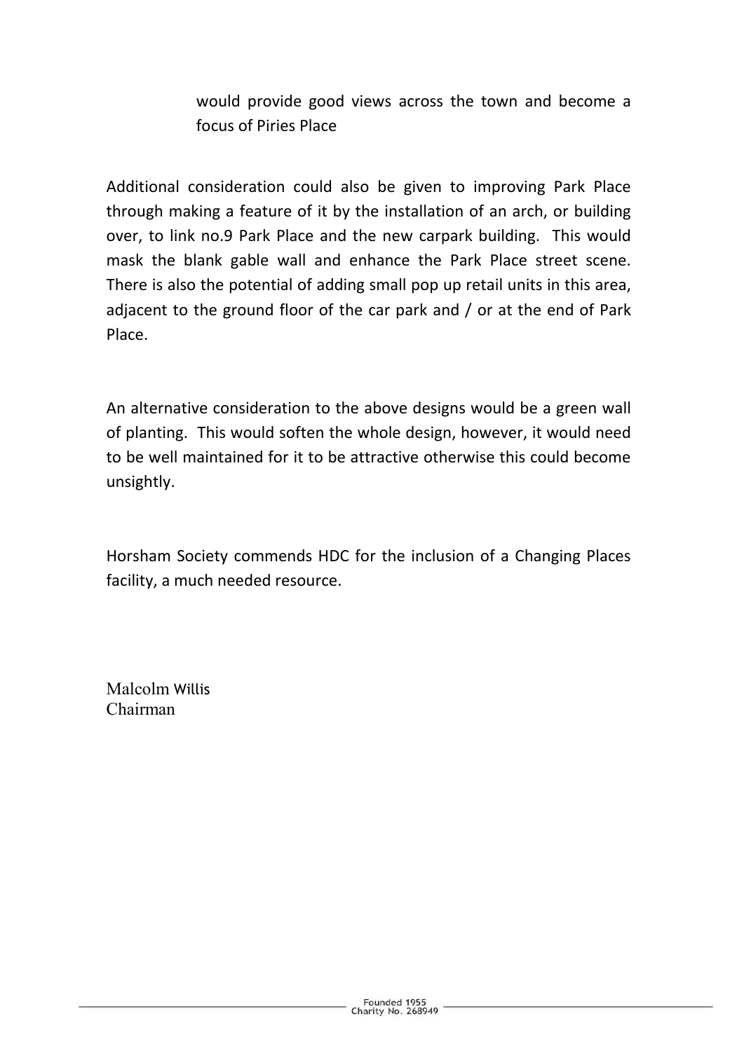would provide good views across the town and become a focus of Piries Place

Additional consideration could also be given to improving Park Place through making a feature of it by the installation of an arch, or building over, to link no.9 Park Place and the new carpark building. This would mask the blank gable wall and enhance the Park Place street scene. There is also the potential of adding small pop up retail units in this area, adjacent to the ground floor of the car park and / or at the end of Park Place.

An alternative consideration to the above designs would be a green wall of planting. This would soften the whole design, however, it would need to be well maintained for it to be attractive otherwise this could become unsightly.

Horsham Society commends HDC for the inclusion of a Changing Places facility, a much needed resource.

Malcolm Willis
Chairman